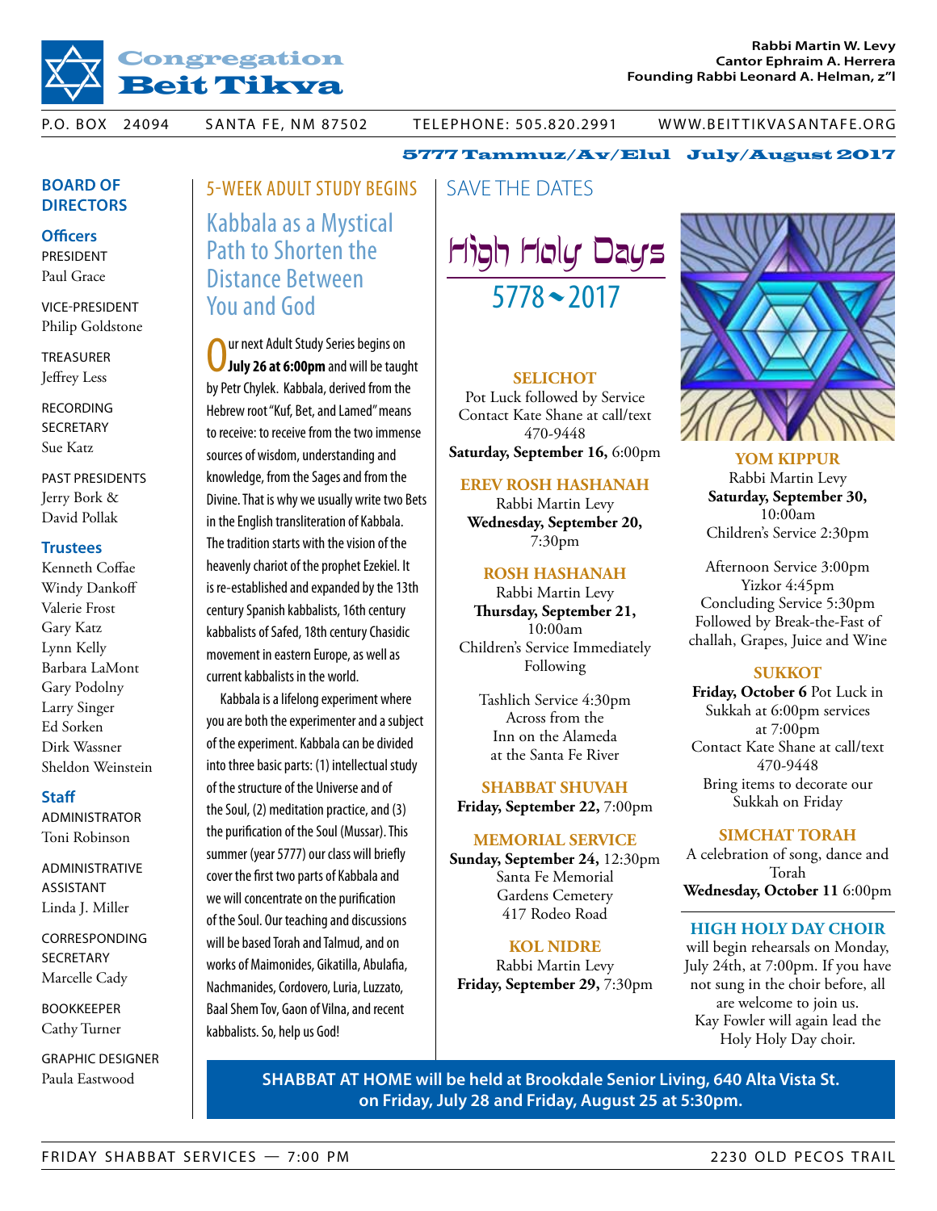# Congregation Beit Tikva

**Rabbi Martin W. Levy**
**Cantor Ephraim A. Herrera**
**Founding Rabbi Leonard A. Helman, z"l**

P.O. BOX 24094 SANTA FE, NM 87502 TELEPHONE: 505.820.2991 WWW.BEITTIKVASANTAFE.ORG

**5777 Tammuz/Av/Elul July/August 2017**

## BOARD OF DIRECTORS

### Officers

PRESIDENT
Paul Grace

VICE-PRESIDENT
Philip Goldstone

TREASURER
Jeffrey Less

RECORDING SECRETARY
Sue Katz

PAST PRESIDENTS
Jerry Bork &
David Pollak

### Trustees

Kenneth Coffae
Windy Dankoff
Valerie Frost
Gary Katz
Lynn Kelly
Barbara LaMont
Gary Podolny
Larry Singer
Ed Sorken
Dirk Wassner
Sheldon Weinstein

### Staff

ADMINISTRATOR
Toni Robinson

ADMINISTRATIVE ASSISTANT
Linda J. Miller

CORRESPONDING SECRETARY
Marcelle Cady

BOOKKEEPER
Cathy Turner

GRAPHIC DESIGNER
Paula Eastwood

## 5-WEEK ADULT STUDY BEGINS

### Kabbala as a Mystical Path to Shorten the Distance Between You and God

Our next Adult Study Series begins on **July 26 at 6:00pm** and will be taught by Petr Chylek. Kabbala, derived from the Hebrew root "Kuf, Bet, and Lamed" means to receive: to receive from the two immense sources of wisdom, understanding and knowledge, from the Sages and from the Divine. That is why we usually write two Bets in the English transliteration of Kabbala. The tradition starts with the vision of the heavenly chariot of the prophet Ezekiel. It is re-established and expanded by the 13th century Spanish kabbalists, 16th century kabbalists of Safed, 18th century Chasidic movement in eastern Europe, as well as current kabbalists in the world.

Kabbala is a lifelong experiment where you are both the experimenter and a subject of the experiment. Kabbala can be divided into three basic parts: (1) intellectual study of the structure of the Universe and of the Soul, (2) meditation practice, and (3) the purification of the Soul (Mussar). This summer (year 5777) our class will briefly cover the first two parts of Kabbala and we will concentrate on the purification of the Soul. Our teaching and discussions will be based Torah and Talmud, and on works of Maimonides, Gikatilla, Abulafia, Nachmanides, Cordovero, Luria, Luzzato, Baal Shem Tov, Gaon of Vilna, and recent kabbalists. So, help us God!

## SAVE THE DATES

### High Holy Days 5778 ~ 2017

**SELICHOT**
Pot Luck followed by Service
Contact Kate Shane at call/text 470-9448
**Saturday, September 16,** 6:00pm

**EREV ROSH HASHANAH**
Rabbi Martin Levy
**Wednesday, September 20,** 7:30pm

**ROSH HASHANAH**
Rabbi Martin Levy
**Thursday, September 21,** 10:00am
Children's Service Immediately Following

Tashlich Service 4:30pm
Across from the Inn on the Alameda at the Santa Fe River

**SHABBAT SHUVAH**
**Friday, September 22,** 7:00pm

**MEMORIAL SERVICE**
**Sunday, September 24,** 12:30pm
Santa Fe Memorial Gardens Cemetery
417 Rodeo Road

**KOL NIDRE**
Rabbi Martin Levy
**Friday, September 29,** 7:30pm

**YOM KIPPUR**
Rabbi Martin Levy
**Saturday, September 30,** 10:00am
Children's Service 2:30pm

Afternoon Service 3:00pm
Yizkor 4:45pm
Concluding Service 5:30pm
Followed by Break-the-Fast of challah, Grapes, Juice and Wine

**SUKKOT**
**Friday, October 6** Pot Luck in Sukkah at 6:00pm services at 7:00pm
Contact Kate Shane at call/text 470-9448
Bring items to decorate our Sukkah on Friday

**SIMCHAT TORAH**
A celebration of song, dance and Torah
**Wednesday, October 11** 6:00pm

**HIGH HOLY DAY CHOIR**
will begin rehearsals on Monday, July 24th, at 7:00pm. If you have not sung in the choir before, all are welcome to join us. Kay Fowler will again lead the Holy Holy Day choir.

**SHABBAT AT HOME will be held at Brookdale Senior Living, 640 Alta Vista St. on Friday, July 28 and Friday, August 25 at 5:30pm.**

FRIDAY SHABBAT SERVICES — 7:00 PM 2230 OLD PECOS TRAIL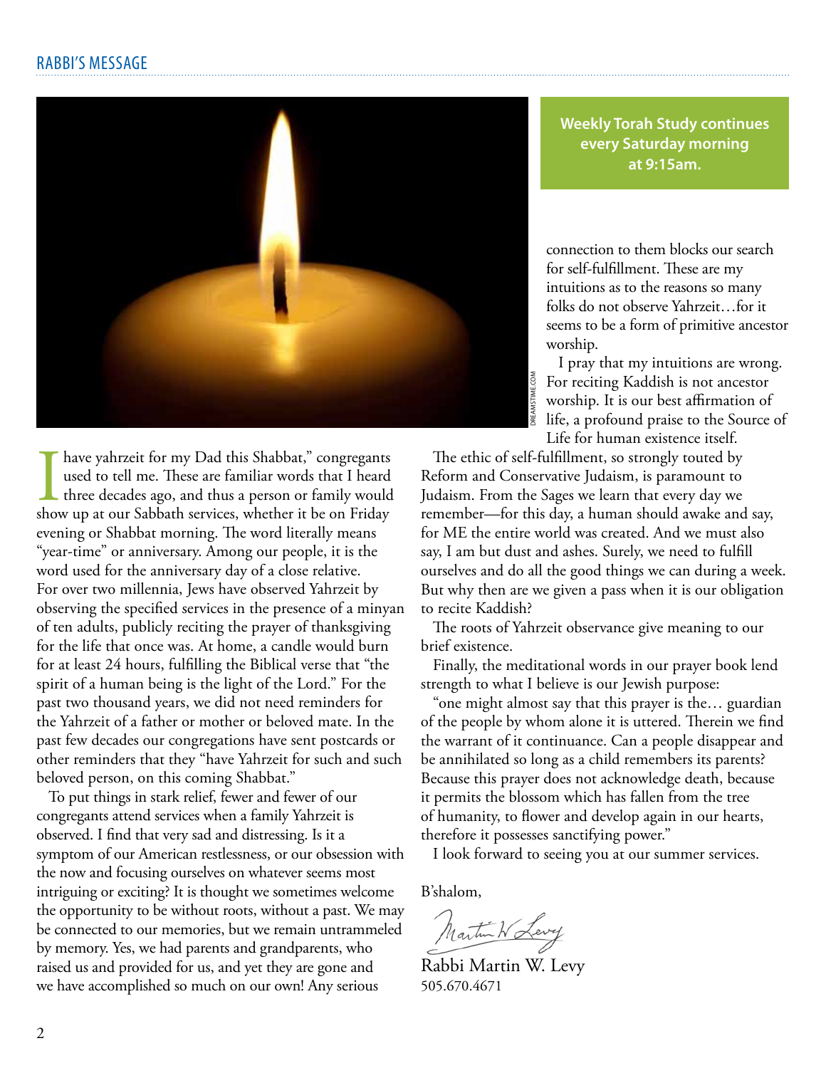## RABBI'S MESSAGE

**Weekly Torah Study continues every Saturday morning at 9:15am.**

"I have yahrzeit for my Dad this Shabbat," congregants used to tell me. These are familiar words that I heard three decades ago, and thus a person or family would show up at our Sabbath services, whether it be on Friday evening or Shabbat morning. The word literally means "year-time" or anniversary. Among our people, it is the word used for the anniversary day of a close relative. For over two millennia, Jews have observed Yahrzeit by observing the specified services in the presence of a minyan of ten adults, publicly reciting the prayer of thanksgiving for the life that once was. At home, a candle would burn for at least 24 hours, fulfilling the Biblical verse that "the spirit of a human being is the light of the Lord." For the past two thousand years, we did not need reminders for the Yahrzeit of a father or mother or beloved mate. In the past few decades our congregations have sent postcards or other reminders that they "have Yahrzeit for such and such beloved person, on this coming Shabbat."

To put things in stark relief, fewer and fewer of our congregants attend services when a family Yahrzeit is observed. I find that very sad and distressing. Is it a symptom of our American restlessness, or our obsession with the now and focusing ourselves on whatever seems most intriguing or exciting? It is thought we sometimes welcome the opportunity to be without roots, without a past. We may be connected to our memories, but we remain untrammeled by memory. Yes, we had parents and grandparents, who raised us and provided for us, and yet they are gone and we have accomplished so much on our own! Any serious connection to them blocks our search for self-fulfillment. These are my intuitions as to the reasons so many folks do not observe Yahrzeit…for it seems to be a form of primitive ancestor worship.

I pray that my intuitions are wrong. For reciting Kaddish is not ancestor worship. It is our best affirmation of life, a profound praise to the Source of Life for human existence itself.

The ethic of self-fulfillment, so strongly touted by Reform and Conservative Judaism, is paramount to Judaism. From the Sages we learn that every day we remember—for this day, a human should awake and say, for ME the entire world was created. And we must also say, I am but dust and ashes. Surely, we need to fulfill ourselves and do all the good things we can during a week. But why then are we given a pass when it is our obligation to recite Kaddish?

The roots of Yahrzeit observance give meaning to our brief existence.

Finally, the meditational words in our prayer book lend strength to what I believe is our Jewish purpose:

"one might almost say that this prayer is the… guardian of the people by whom alone it is uttered. Therein we find the warrant of it continuance. Can a people disappear and be annihilated so long as a child remembers its parents? Because this prayer does not acknowledge death, because it permits the blossom which has fallen from the tree of humanity, to flower and develop again in our hearts, therefore it possesses sanctifying power."

I look forward to seeing you at our summer services.

B'shalom,

Rabbi Martin W. Levy
505.670.4671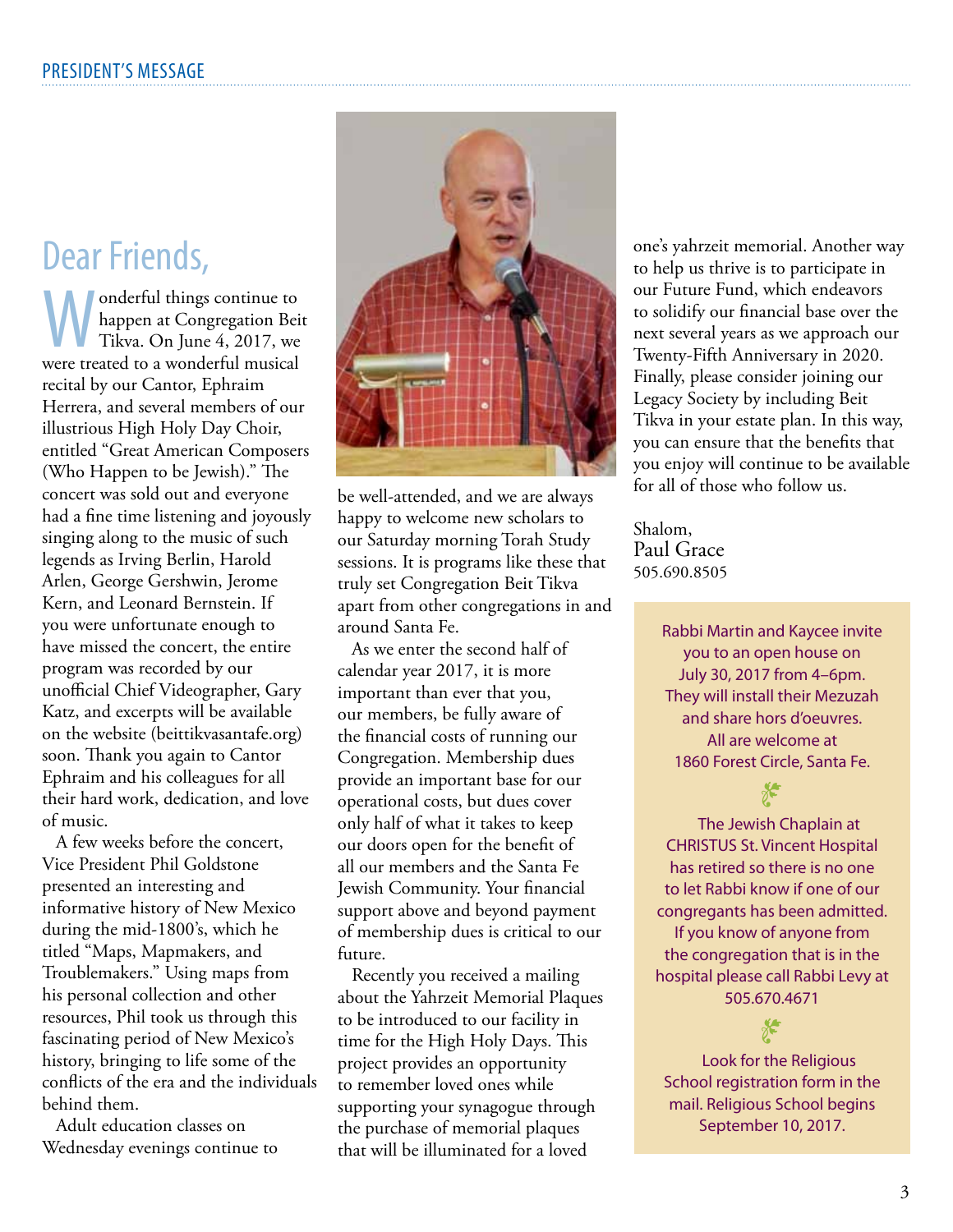## PRESIDENT'S MESSAGE

# Dear Friends,

Wonderful things continue to happen at Congregation Beit Tikva. On June 4, 2017, we were treated to a wonderful musical recital by our Cantor, Ephraim Herrera, and several members of our illustrious High Holy Day Choir, entitled "Great American Composers (Who Happen to be Jewish)." The concert was sold out and everyone had a fine time listening and joyously singing along to the music of such legends as Irving Berlin, Harold Arlen, George Gershwin, Jerome Kern, and Leonard Bernstein. If you were unfortunate enough to have missed the concert, the entire program was recorded by our unofficial Chief Videographer, Gary Katz, and excerpts will be available on the website (beittikvasantafe.org) soon. Thank you again to Cantor Ephraim and his colleagues for all their hard work, dedication, and love of music.

A few weeks before the concert, Vice President Phil Goldstone presented an interesting and informative history of New Mexico during the mid-1800's, which he titled "Maps, Mapmakers, and Troublemakers." Using maps from his personal collection and other resources, Phil took us through this fascinating period of New Mexico's history, bringing to life some of the conflicts of the era and the individuals behind them.

Adult education classes on Wednesday evenings continue to be well-attended, and we are always happy to welcome new scholars to our Saturday morning Torah Study sessions. It is programs like these that truly set Congregation Beit Tikva apart from other congregations in and around Santa Fe.

As we enter the second half of calendar year 2017, it is more important than ever that you, our members, be fully aware of the financial costs of running our Congregation. Membership dues provide an important base for our operational costs, but dues cover only half of what it takes to keep our doors open for the benefit of all our members and the Santa Fe Jewish Community. Your financial support above and beyond payment of membership dues is critical to our future.

Recently you received a mailing about the Yahrzeit Memorial Plaques to be introduced to our facility in time for the High Holy Days. This project provides an opportunity to remember loved ones while supporting your synagogue through the purchase of memorial plaques that will be illuminated for a loved one's yahrzeit memorial. Another way to help us thrive is to participate in our Future Fund, which endeavors to solidify our financial base over the next several years as we approach our Twenty-Fifth Anniversary in 2020. Finally, please consider joining our Legacy Society by including Beit Tikva in your estate plan. In this way, you can ensure that the benefits that you enjoy will continue to be available for all of those who follow us.

Shalom,
Paul Grace
505.690.8505

---

Rabbi Martin and Kaycee invite you to an open house on July 30, 2017 from 4–6pm. They will install their Mezuzah and share hors d'oeuvres. All are welcome at 1860 Forest Circle, Santa Fe.

The Jewish Chaplain at CHRISTUS St. Vincent Hospital has retired so there is no one to let Rabbi know if one of our congregants has been admitted. If you know of anyone from the congregation that is in the hospital please call Rabbi Levy at 505.670.4671

Look for the Religious School registration form in the mail. Religious School begins September 10, 2017.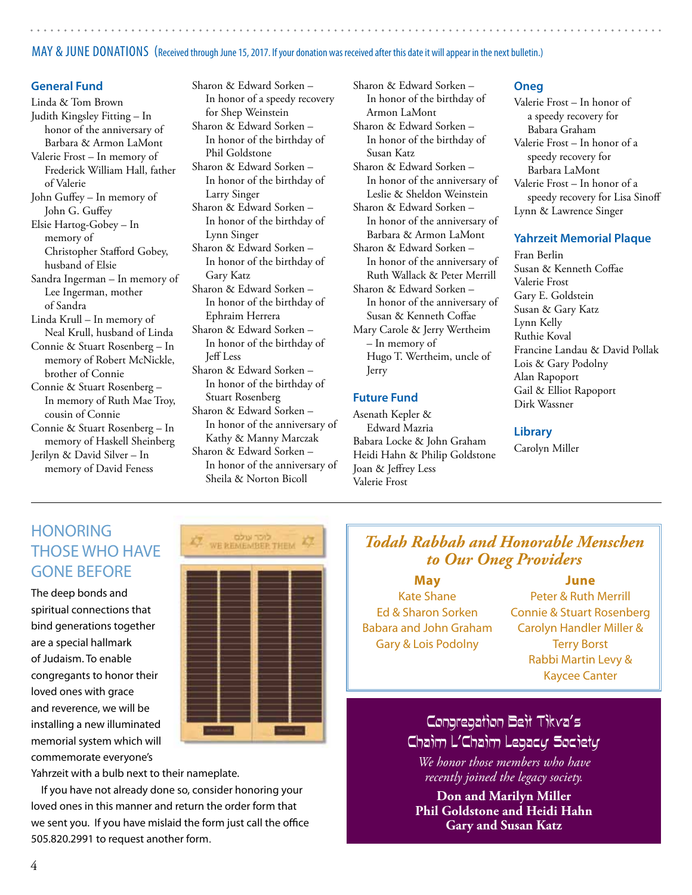## MAY & JUNE DONATIONS (Received through June 15, 2017. If your donation was received after this date it will appear in the next bulletin.)

### General Fund

Linda & Tom Brown

Judith Kingsley Fitting – In honor of the anniversary of Barbara & Armon LaMont

Valerie Frost – In memory of Frederick William Hall, father of Valerie

John Guffey – In memory of John G. Guffey

Elsie Hartog-Gobey – In memory of Christopher Stafford Gobey, husband of Elsie

Sandra Ingerman – In memory of Lee Ingerman, mother of Sandra

Linda Krull – In memory of Neal Krull, husband of Linda

Connie & Stuart Rosenberg – In memory of Robert McNickle, brother of Connie

Connie & Stuart Rosenberg – In memory of Ruth Mae Troy, cousin of Connie

Connie & Stuart Rosenberg – In memory of Haskell Sheinberg

Jerilyn & David Silver – In memory of David Feness

Sharon & Edward Sorken – In honor of a speedy recovery for Shep Weinstein

Sharon & Edward Sorken – In honor of the birthday of Phil Goldstone

Sharon & Edward Sorken – In honor of the birthday of Larry Singer

Sharon & Edward Sorken – In honor of the birthday of Lynn Singer

Sharon & Edward Sorken – In honor of the birthday of Gary Katz

Sharon & Edward Sorken – In honor of the birthday of Ephraim Herrera

Sharon & Edward Sorken – In honor of the birthday of Jeff Less

Sharon & Edward Sorken – In honor of the birthday of Stuart Rosenberg

Sharon & Edward Sorken – In honor of the anniversary of Kathy & Manny Marczak

Sharon & Edward Sorken – In honor of the anniversary of Sheila & Norton Bicoll

Sharon & Edward Sorken – In honor of the birthday of Armon LaMont

Sharon & Edward Sorken – In honor of the birthday of Susan Katz

Sharon & Edward Sorken – In honor of the anniversary of Leslie & Sheldon Weinstein

Sharon & Edward Sorken – In honor of the anniversary of Barbara & Armon LaMont

Sharon & Edward Sorken – In honor of the anniversary of Ruth Wallack & Peter Merrill

Sharon & Edward Sorken – In honor of the anniversary of Susan & Kenneth Coffae

Mary Carole & Jerry Wertheim – In memory of Hugo T. Wertheim, uncle of Jerry

### Future Fund

Asenath Kepler & Edward Mazria

Babara Locke & John Graham

Heidi Hahn & Philip Goldstone

Joan & Jeffrey Less

Valerie Frost

### Oneg

Valerie Frost – In honor of a speedy recovery for Babara Graham

Valerie Frost – In honor of a speedy recovery for Barbara LaMont

Valerie Frost – In honor of a speedy recovery for Lisa Sinoff

Lynn & Lawrence Singer

### Yahrzeit Memorial Plaque

Fran Berlin

Susan & Kenneth Coffae

Valerie Frost

Gary E. Goldstein

Susan & Gary Katz

Lynn Kelly

Ruthie Koval

Francine Landau & David Pollak

Lois & Gary Podolny

Alan Rapoport

Gail & Elliot Rapoport

Dirk Wassner

### Library

Carolyn Miller

---

## HONORING THOSE WHO HAVE GONE BEFORE

The deep bonds and spiritual connections that bind generations together are a special hallmark of Judaism. To enable congregants to honor their loved ones with grace and reverence, we will be installing a new illuminated memorial system which will commemorate everyone's Yahrzeit with a bulb next to their nameplate.

If you have not already done so, consider honoring your loved ones in this manner and return the order form that we sent you. If you have mislaid the form just call the office 505.820.2991 to request another form.

## *Todah Rabbah and Honorable Menschen to Our Oneg Providers*

**May**

Kate Shane

Ed & Sharon Sorken

Babara and John Graham

Gary & Lois Podolny

**June**

Peter & Ruth Merrill

Connie & Stuart Rosenberg

Carolyn Handler Miller & Terry Borst

Rabbi Martin Levy & Kaycee Canter

## Congregation Beit Tikva's Chaim L'Chaim Legacy Society

*We honor those members who have recently joined the legacy society.*

**Don and Marilyn Miller**

**Phil Goldstone and Heidi Hahn**

**Gary and Susan Katz**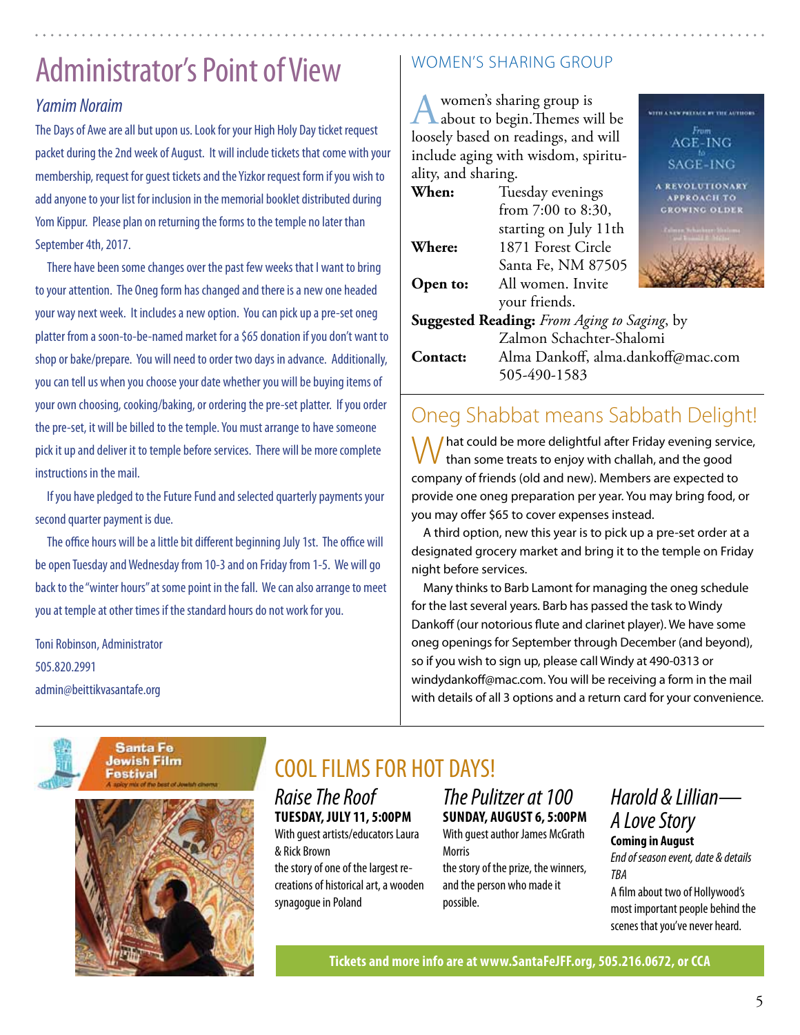# Administrator's Point of View

## *Yamim Noraim*

The Days of Awe are all but upon us. Look for your High Holy Day ticket request packet during the 2nd week of August. It will include tickets that come with your membership, request for guest tickets and the Yizkor request form if you wish to add anyone to your list for inclusion in the memorial booklet distributed during Yom Kippur. Please plan on returning the forms to the temple no later than September 4th, 2017.

There have been some changes over the past few weeks that I want to bring to your attention. The Oneg form has changed and there is a new one headed your way next week. It includes a new option. You can pick up a pre-set oneg platter from a soon-to-be-named market for a $65 donation if you don't want to shop or bake/prepare. You will need to order two days in advance. Additionally, you can tell us when you choose your date whether you will be buying items of your own choosing, cooking/baking, or ordering the pre-set platter. If you order the pre-set, it will be billed to the temple. You must arrange to have someone pick it up and deliver it to temple before services. There will be more complete instructions in the mail.

If you have pledged to the Future Fund and selected quarterly payments your second quarter payment is due.

The office hours will be a little bit different beginning July 1st. The office will be open Tuesday and Wednesday from 10-3 and on Friday from 1-5. We will go back to the "winter hours" at some point in the fall. We can also arrange to meet you at temple at other times if the standard hours do not work for you.

Toni Robinson, Administrator
505.820.2991
admin@beittikvasantafe.org

## WOMEN'S SHARING GROUP

A women's sharing group is about to begin. Themes will be loosely based on readings, and will include aging with wisdom, spirituality, and sharing.

**When:** Tuesday evenings from 7:00 to 8:30, starting on July 11th
**Where:** 1871 Forest Circle Santa Fe, NM 87505
**Open to:** All women. Invite your friends.
**Suggested Reading:** *From Aging to Saging*, by Zalmon Schachter-Shalomi
**Contact:** Alma Dankoff, alma.dankoff@mac.com 505-490-1583

## Oneg Shabbat means Sabbath Delight!

What could be more delightful after Friday evening service, than some treats to enjoy with challah, and the good company of friends (old and new). Members are expected to provide one oneg preparation per year. You may bring food, or you may offer $65 to cover expenses instead.

A third option, new this year is to pick up a pre-set order at a designated grocery market and bring it to the temple on Friday night before services.

Many thinks to Barb Lamont for managing the oneg schedule for the last several years. Barb has passed the task to Windy Dankoff (our notorious flute and clarinet player). We have some oneg openings for September through December (and beyond), so if you wish to sign up, please call Windy at 490-0313 or windydankoff@mac.com. You will be receiving a form in the mail with details of all 3 options and a return card for your convenience.

Santa Fe Jewish Film Festival
A spicy mix of the best of Jewish cinema

## COOL FILMS FOR HOT DAYS!

### *Raise The Roof*
**TUESDAY, JULY 11, 5:00PM**
With guest artists/educators Laura & Rick Brown
the story of one of the largest re-creations of historical art, a wooden synagogue in Poland

### *The Pulitzer at 100*
**SUNDAY, AUGUST 6, 5:00PM**
With guest author James McGrath Morris
the story of the prize, the winners, and the person who made it possible.

### *Harold & Lillian—A Love Story*
**Coming in August**
*End of season event, date & details TBA*
A film about two of Hollywood's most important people behind the scenes that you've never heard.

**Tickets and more info are at www.SantaFeJFF.org, 505.216.0672, or CCA**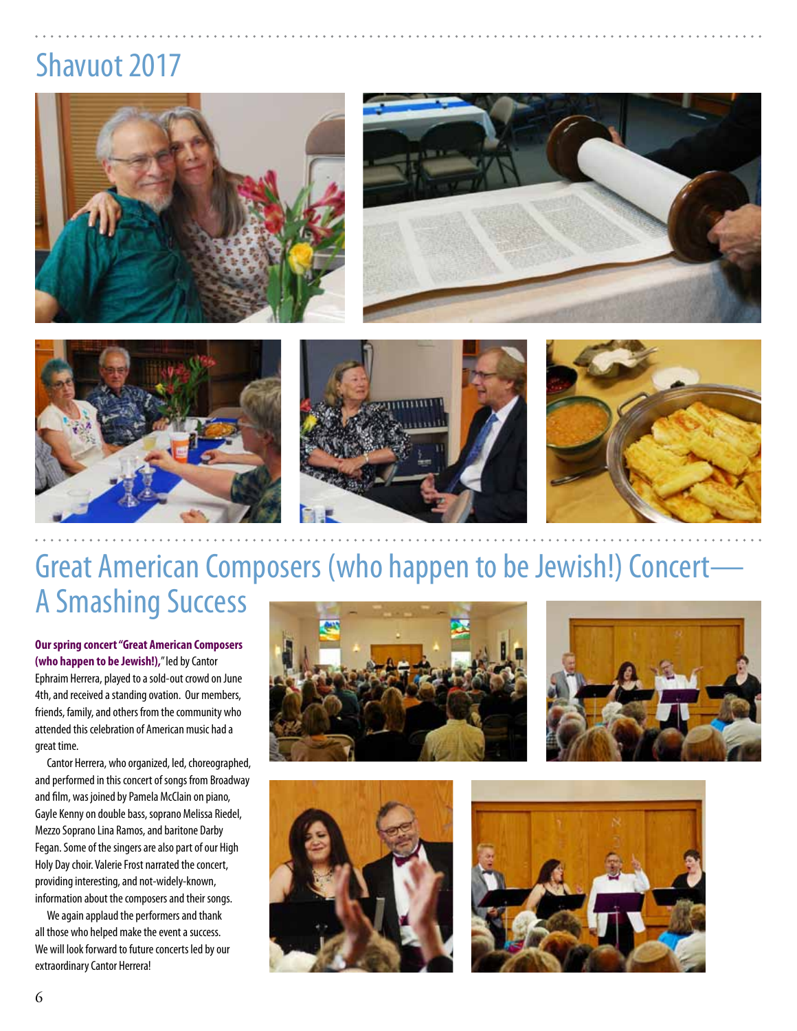# Shavuot 2017

# Great American Composers (who happen to be Jewish!) Concert—A Smashing Success

**Our spring concert "Great American Composers (who happen to be Jewish!),"** led by Cantor Ephraim Herrera, played to a sold-out crowd on June 4th, and received a standing ovation. Our members, friends, family, and others from the community who attended this celebration of American music had a great time.

Cantor Herrera, who organized, led, choreographed, and performed in this concert of songs from Broadway and film, was joined by Pamela McClain on piano, Gayle Kenny on double bass, soprano Melissa Riedel, Mezzo Soprano Lina Ramos, and baritone Darby Fegan. Some of the singers are also part of our High Holy Day choir. Valerie Frost narrated the concert, providing interesting, and not-widely-known, information about the composers and their songs.

We again applaud the performers and thank all those who helped make the event a success. We will look forward to future concerts led by our extraordinary Cantor Herrera!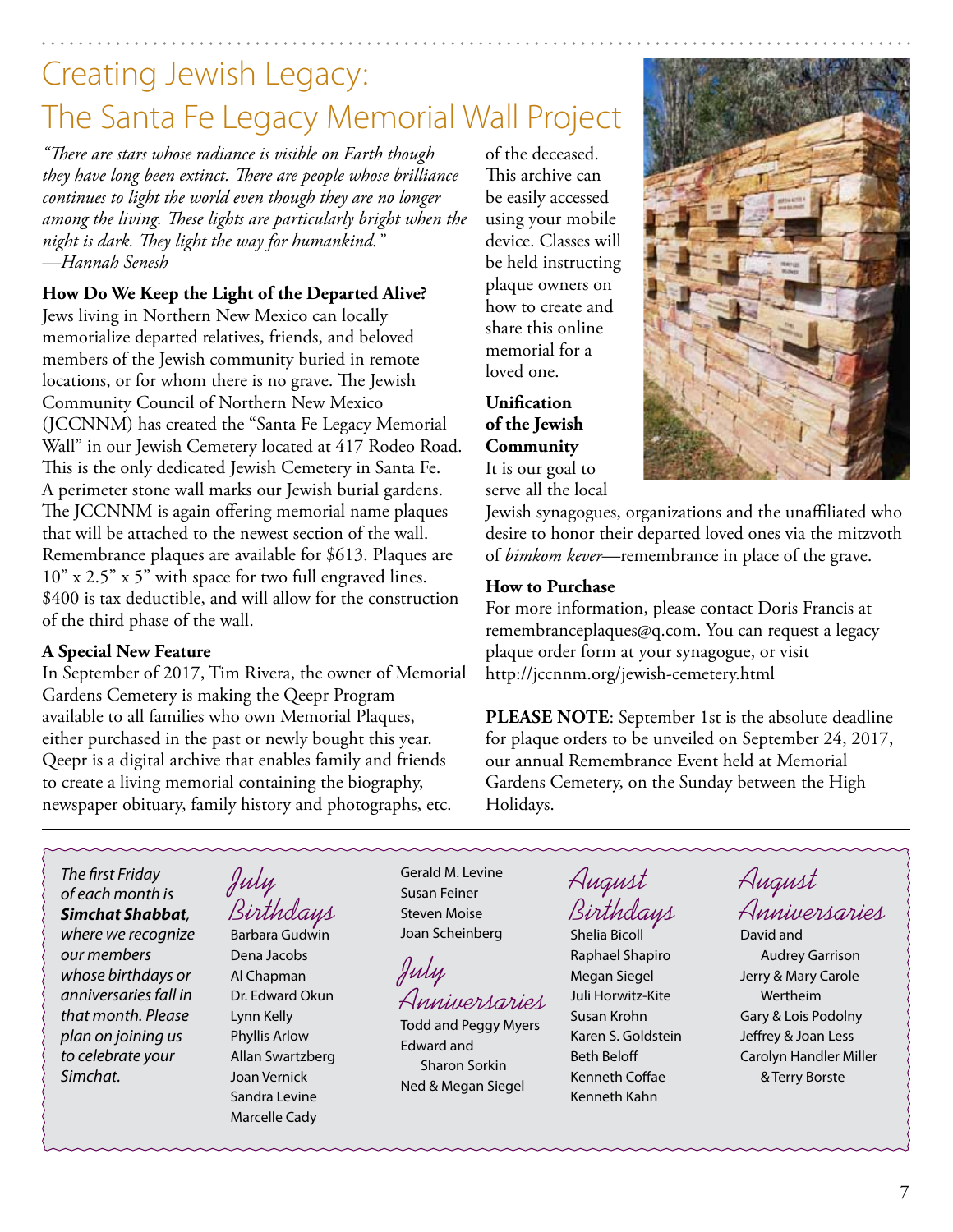# Creating Jewish Legacy: The Santa Fe Legacy Memorial Wall Project

*"There are stars whose radiance is visible on Earth though they have long been extinct. There are people whose brilliance continues to light the world even though they are no longer among the living. These lights are particularly bright when the night is dark. They light the way for humankind."*
*—Hannah Senesh*

**How Do We Keep the Light of the Departed Alive?**
Jews living in Northern New Mexico can locally memorialize departed relatives, friends, and beloved members of the Jewish community buried in remote locations, or for whom there is no grave. The Jewish Community Council of Northern New Mexico (JCCNNM) has created the "Santa Fe Legacy Memorial Wall" in our Jewish Cemetery located at 417 Rodeo Road. This is the only dedicated Jewish Cemetery in Santa Fe. A perimeter stone wall marks our Jewish burial gardens. The JCCNNM is again offering memorial name plaques that will be attached to the newest section of the wall. Remembrance plaques are available for $613. Plaques are 10" x 2.5" x 5" with space for two full engraved lines. $400 is tax deductible, and will allow for the construction of the third phase of the wall.

**A Special New Feature**
In September of 2017, Tim Rivera, the owner of Memorial Gardens Cemetery is making the Qeepr Program available to all families who own Memorial Plaques, either purchased in the past or newly bought this year. Qeepr is a digital archive that enables family and friends to create a living memorial containing the biography, newspaper obituary, family history and photographs, etc. of the deceased. This archive can be easily accessed using your mobile device. Classes will be held instructing plaque owners on how to create and share this online memorial for a loved one.

**Unification of the Jewish Community**
It is our goal to serve all the local Jewish synagogues, organizations and the unaffiliated who desire to honor their departed loved ones via the mitzvoth of *bimkom kever*—remembrance in place of the grave.

**How to Purchase**
For more information, please contact Doris Francis at remembranceplaques@q.com. You can request a legacy plaque order form at your synagogue, or visit http://jccnnm.org/jewish-cemetery.html

**PLEASE NOTE**: September 1st is the absolute deadline for plaque orders to be unveiled on September 24, 2017, our annual Remembrance Event held at Memorial Gardens Cemetery, on the Sunday between the High Holidays.

---

*The first Friday of each month is **Simchat Shabbat**, where we recognize our members whose birthdays or anniversaries fall in that month. Please plan on joining us to celebrate your Simchat.*

## July Birthdays
Barbara Gudwin
Dena Jacobs
Al Chapman
Dr. Edward Okun
Lynn Kelly
Phyllis Arlow
Allan Swartzberg
Joan Vernick
Sandra Levine
Marcelle Cady
Gerald M. Levine
Susan Feiner
Steven Moise
Joan Scheinberg

## July Anniversaries
Todd and Peggy Myers
Edward and Sharon Sorkin
Ned & Megan Siegel

## August Birthdays
Shelia Bicoll
Raphael Shapiro
Megan Siegel
Juli Horwitz-Kite
Susan Krohn
Karen S. Goldstein
Beth Beloff
Kenneth Coffae
Kenneth Kahn

## August Anniversaries
David and Audrey Garrison
Jerry & Mary Carole Wertheim
Gary & Lois Podolny
Jeffrey & Joan Less
Carolyn Handler Miller & Terry Borste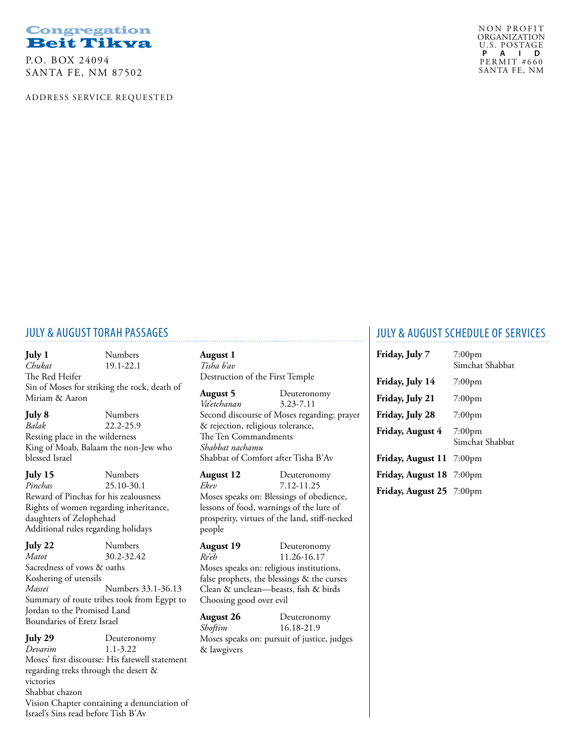**Congregation Beit Tikva**

P.O. BOX 24094
SANTA FE, NM 87502

ADDRESS SERVICE REQUESTED

NON PROFIT
ORGANIZATION
U.S. POSTAGE
PAID
PERMIT #660
SANTA FE, NM

## JULY & AUGUST TORAH PASSAGES

**July 1** Numbers
*Chukat* 19.1-22.1
The Red Heifer
Sin of Moses for striking the rock, death of Miriam & Aaron

**July 8** Numbers
*Balak* 22.2-25.9
Resting place in the wilderness
King of Moab, Balaam the non-Jew who blessed Israel

**July 15** Numbers
*Pinchas* 25.10-30.1
Reward of Pinchas for his zealousness
Rights of women regarding inheritance, daughters of Zelophehad
Additional rules regarding holidays

**July 22** Numbers
*Matot* 30.2-32.42
Sacredness of vows & oaths
Koshering of utensils
*Massei* Numbers 33.1-36.13
Summary of route tribes took from Egypt to Jordan to the Promised Land
Boundaries of Eretz Israel

**July 29** Deuteronomy
*Devarim* 1.1-3.22
Moses' first discourse: His farewell statement regarding treks through the desert & victories
Shabbat chazon
Vision Chapter containing a denunciation of Israel's Sins read before Tish B'Av

**August 1**
*Tisha b'av*
Destruction of the First Temple

**August 5** Deuteronomy
*Va'etchanan* 3.23-7.11
Second discourse of Moses regarding: prayer & rejection, religious tolerance,
The Ten Commandments
*Shabbat nachamu*
Shabbat of Comfort after Tisha B'Av

**August 12** Deuteronomy
*Ekev* 7.12-11.25
Moses speaks on: Blessings of obedience, lessons of food, warnings of the lure of prosperity, virtues of the land, stiff-necked people

**August 19** Deuteronomy
*Re'eh* 11.26-16.17
Moses speaks on: religious institutions, false prophets, the blessings & the curses
Clean & unclean—beasts, fish & birds
Choosing good over evil

**August 26** Deuteronomy
*Shoftim* 16.18-21.9
Moses speaks on: pursuit of justice, judges & lawgivers

## JULY & AUGUST SCHEDULE OF SERVICES

| | |
|---|---|
| **Friday, July 7** | 7:00pm Simchat Shabbat |
| **Friday, July 14** | 7:00pm |
| **Friday, July 21** | 7:00pm |
| **Friday, July 28** | 7:00pm |
| **Friday, August 4** | 7:00pm Simchat Shabbat |
| **Friday, August 11** | 7:00pm |
| **Friday, August 18** | 7:00pm |
| **Friday, August 25** | 7:00pm |